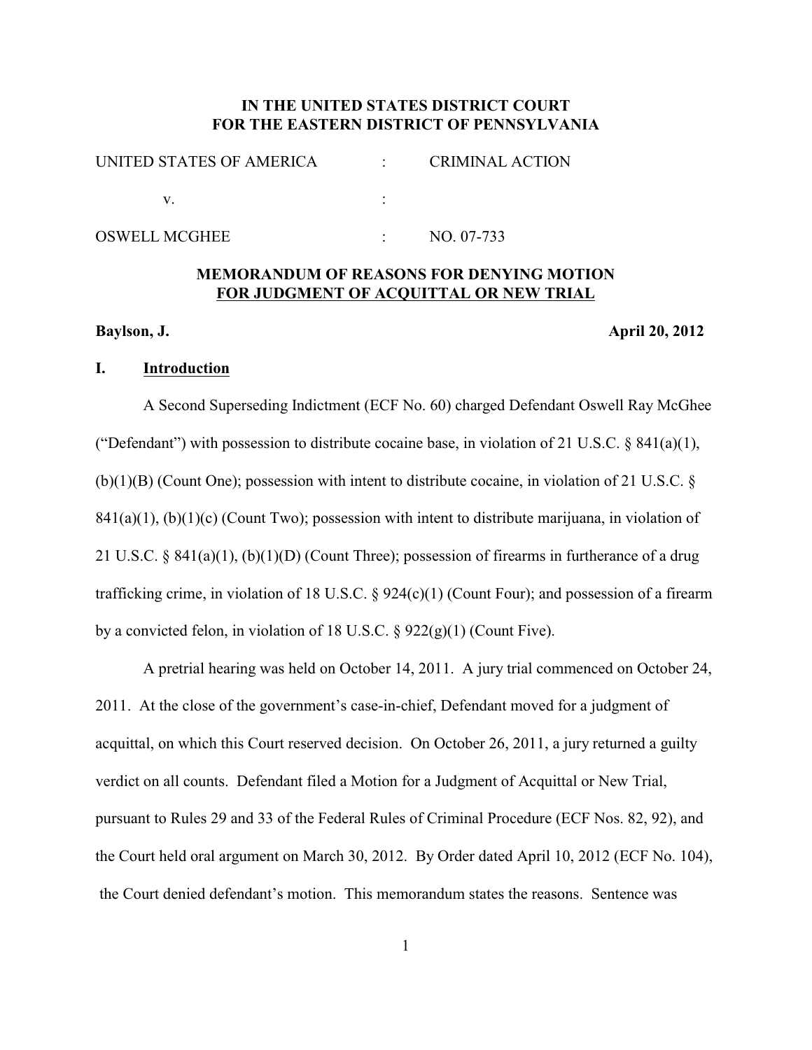# IN THE UNITED STATES DISTRICT COURT FOR THE EASTERN DISTRICT OF PENNSYLVANIA

| | | |
|---|---|---|
| UNITED STATES OF AMERICA | : | CRIMINAL ACTION |
| v. | : | |
| OSWELL MCGHEE | : | NO. 07-733 |

## MEMORANDUM OF REASONS FOR DENYING MOTION FOR JUDGMENT OF ACQUITTAL OR NEW TRIAL

**Baylson, J.** **April 20, 2012**

### I. Introduction

A Second Superseding Indictment (ECF No. 60) charged Defendant Oswell Ray McGhee ("Defendant") with possession to distribute cocaine base, in violation of 21 U.S.C. § 841(a)(1), (b)(1)(B) (Count One); possession with intent to distribute cocaine, in violation of 21 U.S.C. § 841(a)(1), (b)(1)(c) (Count Two); possession with intent to distribute marijuana, in violation of 21 U.S.C. § 841(a)(1), (b)(1)(D) (Count Three); possession of firearms in furtherance of a drug trafficking crime, in violation of 18 U.S.C. § 924(c)(1) (Count Four); and possession of a firearm by a convicted felon, in violation of 18 U.S.C. § 922(g)(1) (Count Five).

A pretrial hearing was held on October 14, 2011. A jury trial commenced on October 24, 2011. At the close of the government's case-in-chief, Defendant moved for a judgment of acquittal, on which this Court reserved decision. On October 26, 2011, a jury returned a guilty verdict on all counts. Defendant filed a Motion for a Judgment of Acquittal or New Trial, pursuant to Rules 29 and 33 of the Federal Rules of Criminal Procedure (ECF Nos. 82, 92), and the Court held oral argument on March 30, 2012. By Order dated April 10, 2012 (ECF No. 104), the Court denied defendant's motion. This memorandum states the reasons. Sentence was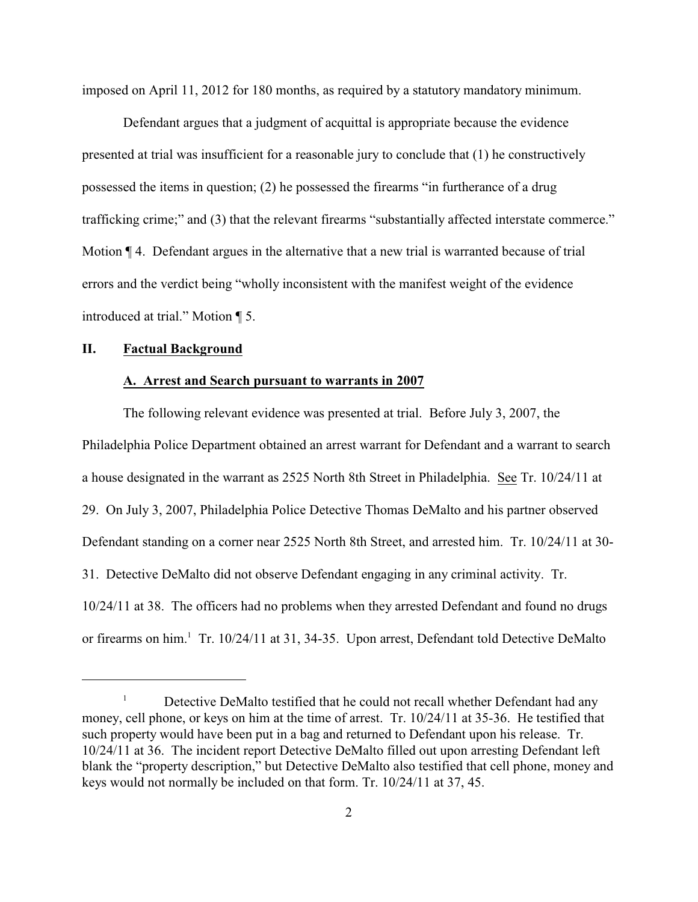imposed on April 11, 2012 for 180 months, as required by a statutory mandatory minimum.

Defendant argues that a judgment of acquittal is appropriate because the evidence presented at trial was insufficient for a reasonable jury to conclude that (1) he constructively possessed the items in question; (2) he possessed the firearms "in furtherance of a drug trafficking crime;" and (3) that the relevant firearms "substantially affected interstate commerce." Motion ¶ 4. Defendant argues in the alternative that a new trial is warranted because of trial errors and the verdict being "wholly inconsistent with the manifest weight of the evidence introduced at trial." Motion ¶ 5.

## II. Factual Background

### A. Arrest and Search pursuant to warrants in 2007

The following relevant evidence was presented at trial. Before July 3, 2007, the Philadelphia Police Department obtained an arrest warrant for Defendant and a warrant to search a house designated in the warrant as 2525 North 8th Street in Philadelphia. See Tr. 10/24/11 at 29. On July 3, 2007, Philadelphia Police Detective Thomas DeMalto and his partner observed Defendant standing on a corner near 2525 North 8th Street, and arrested him. Tr. 10/24/11 at 30-31. Detective DeMalto did not observe Defendant engaging in any criminal activity. Tr. 10/24/11 at 38. The officers had no problems when they arrested Defendant and found no drugs or firearms on him.[1] Tr. 10/24/11 at 31, 34-35. Upon arrest, Defendant told Detective DeMalto

[1] Detective DeMalto testified that he could not recall whether Defendant had any money, cell phone, or keys on him at the time of arrest. Tr. 10/24/11 at 35-36. He testified that such property would have been put in a bag and returned to Defendant upon his release. Tr. 10/24/11 at 36. The incident report Detective DeMalto filled out upon arresting Defendant left blank the "property description," but Detective DeMalto also testified that cell phone, money and keys would not normally be included on that form. Tr. 10/24/11 at 37, 45.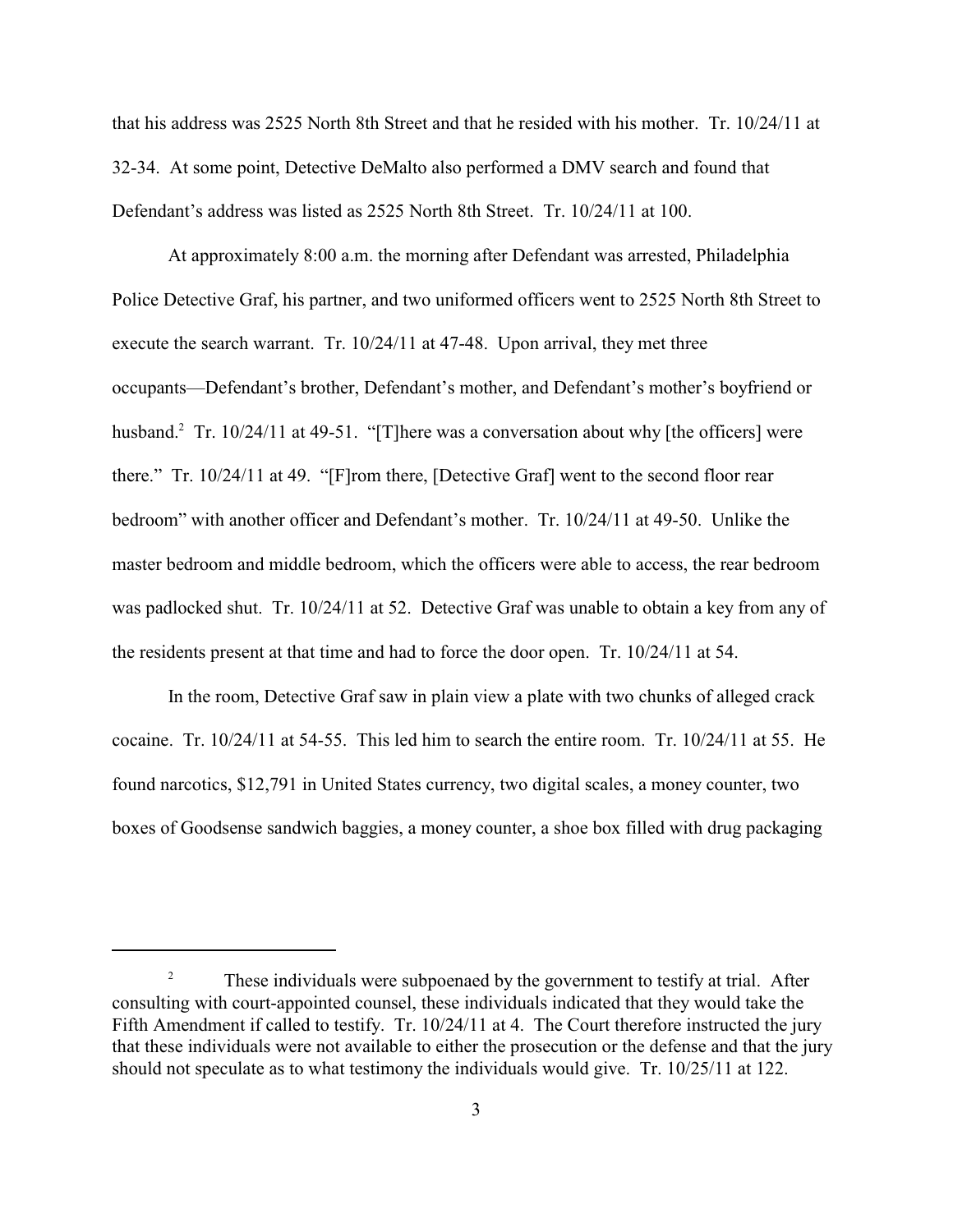that his address was 2525 North 8th Street and that he resided with his mother. Tr. 10/24/11 at 32-34. At some point, Detective DeMalto also performed a DMV search and found that Defendant's address was listed as 2525 North 8th Street. Tr. 10/24/11 at 100.

At approximately 8:00 a.m. the morning after Defendant was arrested, Philadelphia Police Detective Graf, his partner, and two uniformed officers went to 2525 North 8th Street to execute the search warrant. Tr. 10/24/11 at 47-48. Upon arrival, they met three occupants—Defendant's brother, Defendant's mother, and Defendant's mother's boyfriend or husband.[2] Tr. 10/24/11 at 49-51. "[T]here was a conversation about why [the officers] were there." Tr. 10/24/11 at 49. "[F]rom there, [Detective Graf] went to the second floor rear bedroom" with another officer and Defendant's mother. Tr. 10/24/11 at 49-50. Unlike the master bedroom and middle bedroom, which the officers were able to access, the rear bedroom was padlocked shut. Tr. 10/24/11 at 52. Detective Graf was unable to obtain a key from any of the residents present at that time and had to force the door open. Tr. 10/24/11 at 54.

In the room, Detective Graf saw in plain view a plate with two chunks of alleged crack cocaine. Tr. 10/24/11 at 54-55. This led him to search the entire room. Tr. 10/24/11 at 55. He found narcotics, $12,791 in United States currency, two digital scales, a money counter, two boxes of Goodsense sandwich baggies, a money counter, a shoe box filled with drug packaging

[2] These individuals were subpoenaed by the government to testify at trial. After consulting with court-appointed counsel, these individuals indicated that they would take the Fifth Amendment if called to testify. Tr. 10/24/11 at 4. The Court therefore instructed the jury that these individuals were not available to either the prosecution or the defense and that the jury should not speculate as to what testimony the individuals would give. Tr. 10/25/11 at 122.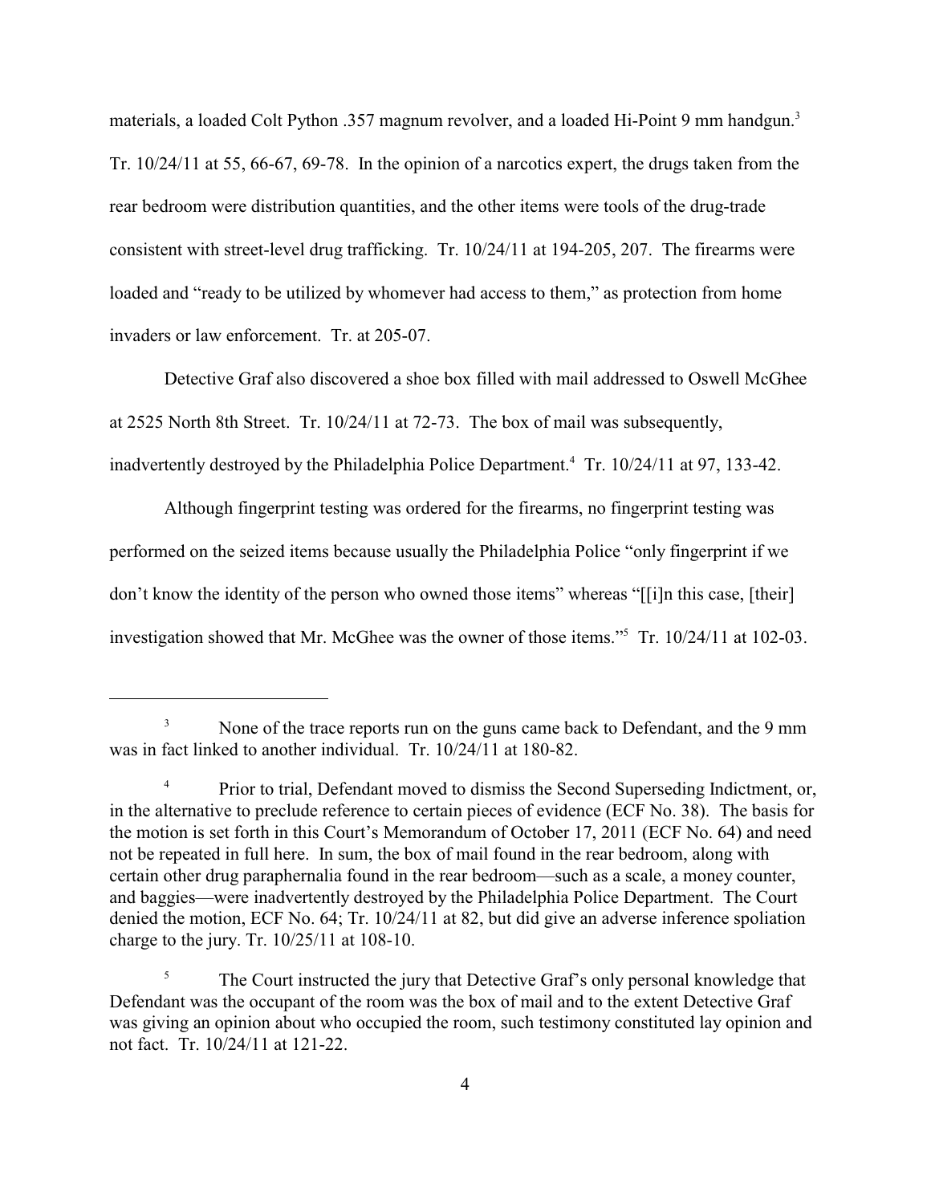materials, a loaded Colt Python .357 magnum revolver, and a loaded Hi-Point 9 mm handgun.[3] Tr. 10/24/11 at 55, 66-67, 69-78. In the opinion of a narcotics expert, the drugs taken from the rear bedroom were distribution quantities, and the other items were tools of the drug-trade consistent with street-level drug trafficking. Tr. 10/24/11 at 194-205, 207. The firearms were loaded and "ready to be utilized by whomever had access to them," as protection from home invaders or law enforcement. Tr. at 205-07.

Detective Graf also discovered a shoe box filled with mail addressed to Oswell McGhee at 2525 North 8th Street. Tr. 10/24/11 at 72-73. The box of mail was subsequently, inadvertently destroyed by the Philadelphia Police Department.[4] Tr. 10/24/11 at 97, 133-42.

Although fingerprint testing was ordered for the firearms, no fingerprint testing was performed on the seized items because usually the Philadelphia Police "only fingerprint if we don't know the identity of the person who owned those items" whereas "[[i]n this case, [their] investigation showed that Mr. McGhee was the owner of those items."[5] Tr. 10/24/11 at 102-03.

---

[3] None of the trace reports run on the guns came back to Defendant, and the 9 mm was in fact linked to another individual. Tr. 10/24/11 at 180-82.

[4] Prior to trial, Defendant moved to dismiss the Second Superseding Indictment, or, in the alternative to preclude reference to certain pieces of evidence (ECF No. 38). The basis for the motion is set forth in this Court's Memorandum of October 17, 2011 (ECF No. 64) and need not be repeated in full here. In sum, the box of mail found in the rear bedroom, along with certain other drug paraphernalia found in the rear bedroom—such as a scale, a money counter, and baggies—were inadvertently destroyed by the Philadelphia Police Department. The Court denied the motion, ECF No. 64; Tr. 10/24/11 at 82, but did give an adverse inference spoliation charge to the jury. Tr. 10/25/11 at 108-10.

[5] The Court instructed the jury that Detective Graf's only personal knowledge that Defendant was the occupant of the room was the box of mail and to the extent Detective Graf was giving an opinion about who occupied the room, such testimony constituted lay opinion and not fact. Tr. 10/24/11 at 121-22.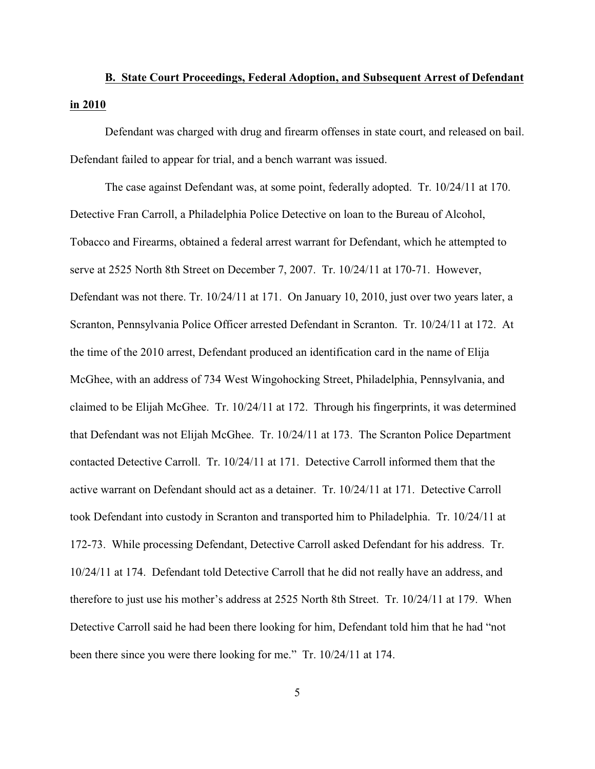**B. State Court Proceedings, Federal Adoption, and Subsequent Arrest of Defendant in 2010**

Defendant was charged with drug and firearm offenses in state court, and released on bail. Defendant failed to appear for trial, and a bench warrant was issued.

The case against Defendant was, at some point, federally adopted. Tr. 10/24/11 at 170. Detective Fran Carroll, a Philadelphia Police Detective on loan to the Bureau of Alcohol, Tobacco and Firearms, obtained a federal arrest warrant for Defendant, which he attempted to serve at 2525 North 8th Street on December 7, 2007. Tr. 10/24/11 at 170-71. However, Defendant was not there. Tr. 10/24/11 at 171. On January 10, 2010, just over two years later, a Scranton, Pennsylvania Police Officer arrested Defendant in Scranton. Tr. 10/24/11 at 172. At the time of the 2010 arrest, Defendant produced an identification card in the name of Elija McGhee, with an address of 734 West Wingohocking Street, Philadelphia, Pennsylvania, and claimed to be Elijah McGhee. Tr. 10/24/11 at 172. Through his fingerprints, it was determined that Defendant was not Elijah McGhee. Tr. 10/24/11 at 173. The Scranton Police Department contacted Detective Carroll. Tr. 10/24/11 at 171. Detective Carroll informed them that the active warrant on Defendant should act as a detainer. Tr. 10/24/11 at 171. Detective Carroll took Defendant into custody in Scranton and transported him to Philadelphia. Tr. 10/24/11 at 172-73. While processing Defendant, Detective Carroll asked Defendant for his address. Tr. 10/24/11 at 174. Defendant told Detective Carroll that he did not really have an address, and therefore to just use his mother's address at 2525 North 8th Street. Tr. 10/24/11 at 179. When Detective Carroll said he had been there looking for him, Defendant told him that he had "not been there since you were there looking for me." Tr. 10/24/11 at 174.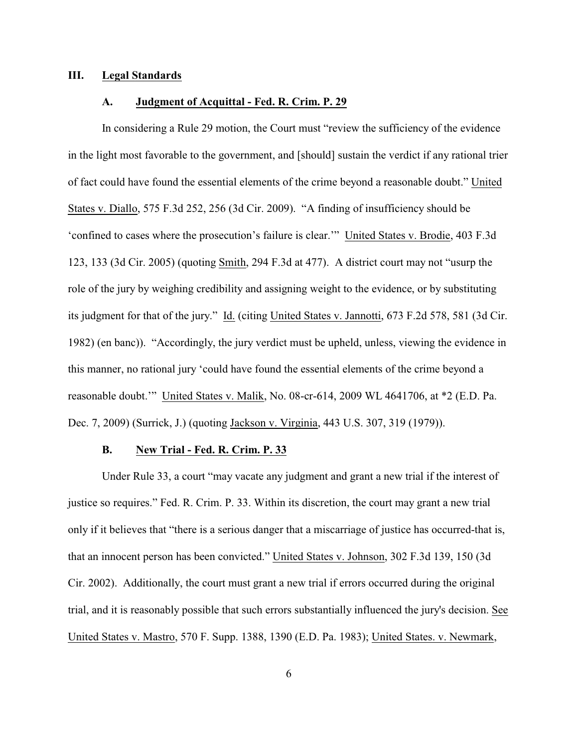## III. Legal Standards

### A. Judgment of Acquittal - Fed. R. Crim. P. 29

In considering a Rule 29 motion, the Court must "review the sufficiency of the evidence in the light most favorable to the government, and [should] sustain the verdict if any rational trier of fact could have found the essential elements of the crime beyond a reasonable doubt." United States v. Diallo, 575 F.3d 252, 256 (3d Cir. 2009). "A finding of insufficiency should be 'confined to cases where the prosecution's failure is clear.'" United States v. Brodie, 403 F.3d 123, 133 (3d Cir. 2005) (quoting Smith, 294 F.3d at 477). A district court may not "usurp the role of the jury by weighing credibility and assigning weight to the evidence, or by substituting its judgment for that of the jury." Id. (citing United States v. Jannotti, 673 F.2d 578, 581 (3d Cir. 1982) (en banc)). "Accordingly, the jury verdict must be upheld, unless, viewing the evidence in this manner, no rational jury 'could have found the essential elements of the crime beyond a reasonable doubt.'" United States v. Malik, No. 08-cr-614, 2009 WL 4641706, at *2 (E.D. Pa. Dec. 7, 2009) (Surrick, J.) (quoting Jackson v. Virginia, 443 U.S. 307, 319 (1979)).

### B. New Trial - Fed. R. Crim. P. 33

Under Rule 33, a court "may vacate any judgment and grant a new trial if the interest of justice so requires." Fed. R. Crim. P. 33. Within its discretion, the court may grant a new trial only if it believes that "there is a serious danger that a miscarriage of justice has occurred-that is, that an innocent person has been convicted." United States v. Johnson, 302 F.3d 139, 150 (3d Cir. 2002). Additionally, the court must grant a new trial if errors occurred during the original trial, and it is reasonably possible that such errors substantially influenced the jury's decision. See United States v. Mastro, 570 F. Supp. 1388, 1390 (E.D. Pa. 1983); United States. v. Newmark,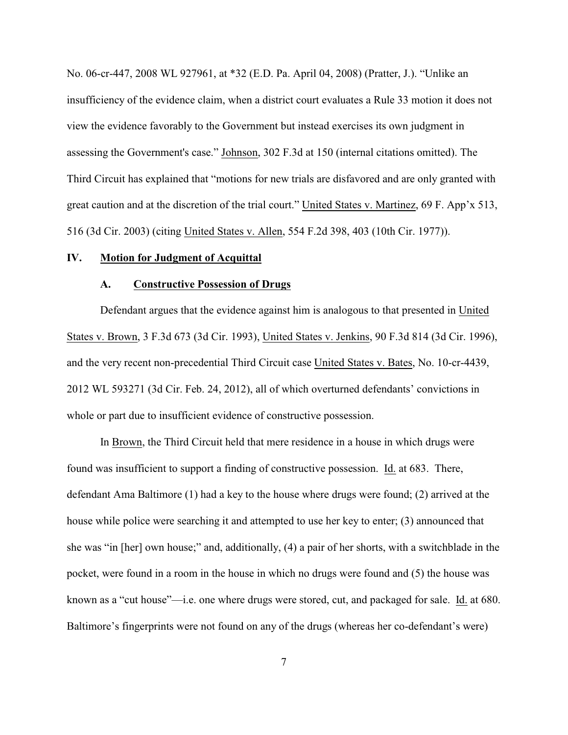No. 06-cr-447, 2008 WL 927961, at *32 (E.D. Pa. April 04, 2008) (Pratter, J.). "Unlike an insufficiency of the evidence claim, when a district court evaluates a Rule 33 motion it does not view the evidence favorably to the Government but instead exercises its own judgment in assessing the Government's case." Johnson, 302 F.3d at 150 (internal citations omitted). The Third Circuit has explained that "motions for new trials are disfavored and are only granted with great caution and at the discretion of the trial court." United States v. Martinez, 69 F. App'x 513, 516 (3d Cir. 2003) (citing United States v. Allen, 554 F.2d 398, 403 (10th Cir. 1977)).

## IV. Motion for Judgment of Acquittal

### A. Constructive Possession of Drugs

Defendant argues that the evidence against him is analogous to that presented in United States v. Brown, 3 F.3d 673 (3d Cir. 1993), United States v. Jenkins, 90 F.3d 814 (3d Cir. 1996), and the very recent non-precedential Third Circuit case United States v. Bates, No. 10-cr-4439, 2012 WL 593271 (3d Cir. Feb. 24, 2012), all of which overturned defendants' convictions in whole or part due to insufficient evidence of constructive possession.

In Brown, the Third Circuit held that mere residence in a house in which drugs were found was insufficient to support a finding of constructive possession. Id. at 683. There, defendant Ama Baltimore (1) had a key to the house where drugs were found; (2) arrived at the house while police were searching it and attempted to use her key to enter; (3) announced that she was "in [her] own house;" and, additionally, (4) a pair of her shorts, with a switchblade in the pocket, were found in a room in the house in which no drugs were found and (5) the house was known as a "cut house"—i.e. one where drugs were stored, cut, and packaged for sale. Id. at 680. Baltimore's fingerprints were not found on any of the drugs (whereas her co-defendant's were)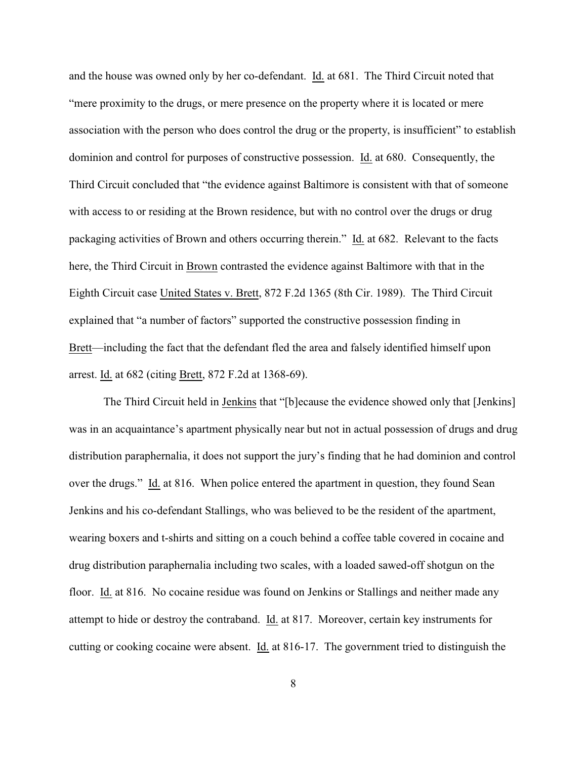and the house was owned only by her co-defendant. Id. at 681. The Third Circuit noted that "mere proximity to the drugs, or mere presence on the property where it is located or mere association with the person who does control the drug or the property, is insufficient" to establish dominion and control for purposes of constructive possession. Id. at 680. Consequently, the Third Circuit concluded that "the evidence against Baltimore is consistent with that of someone with access to or residing at the Brown residence, but with no control over the drugs or drug packaging activities of Brown and others occurring therein." Id. at 682. Relevant to the facts here, the Third Circuit in Brown contrasted the evidence against Baltimore with that in the Eighth Circuit case United States v. Brett, 872 F.2d 1365 (8th Cir. 1989). The Third Circuit explained that "a number of factors" supported the constructive possession finding in Brett—including the fact that the defendant fled the area and falsely identified himself upon arrest. Id. at 682 (citing Brett, 872 F.2d at 1368-69).

The Third Circuit held in Jenkins that "[b]ecause the evidence showed only that [Jenkins] was in an acquaintance's apartment physically near but not in actual possession of drugs and drug distribution paraphernalia, it does not support the jury's finding that he had dominion and control over the drugs." Id. at 816. When police entered the apartment in question, they found Sean Jenkins and his co-defendant Stallings, who was believed to be the resident of the apartment, wearing boxers and t-shirts and sitting on a couch behind a coffee table covered in cocaine and drug distribution paraphernalia including two scales, with a loaded sawed-off shotgun on the floor. Id. at 816. No cocaine residue was found on Jenkins or Stallings and neither made any attempt to hide or destroy the contraband. Id. at 817. Moreover, certain key instruments for cutting or cooking cocaine were absent. Id. at 816-17. The government tried to distinguish the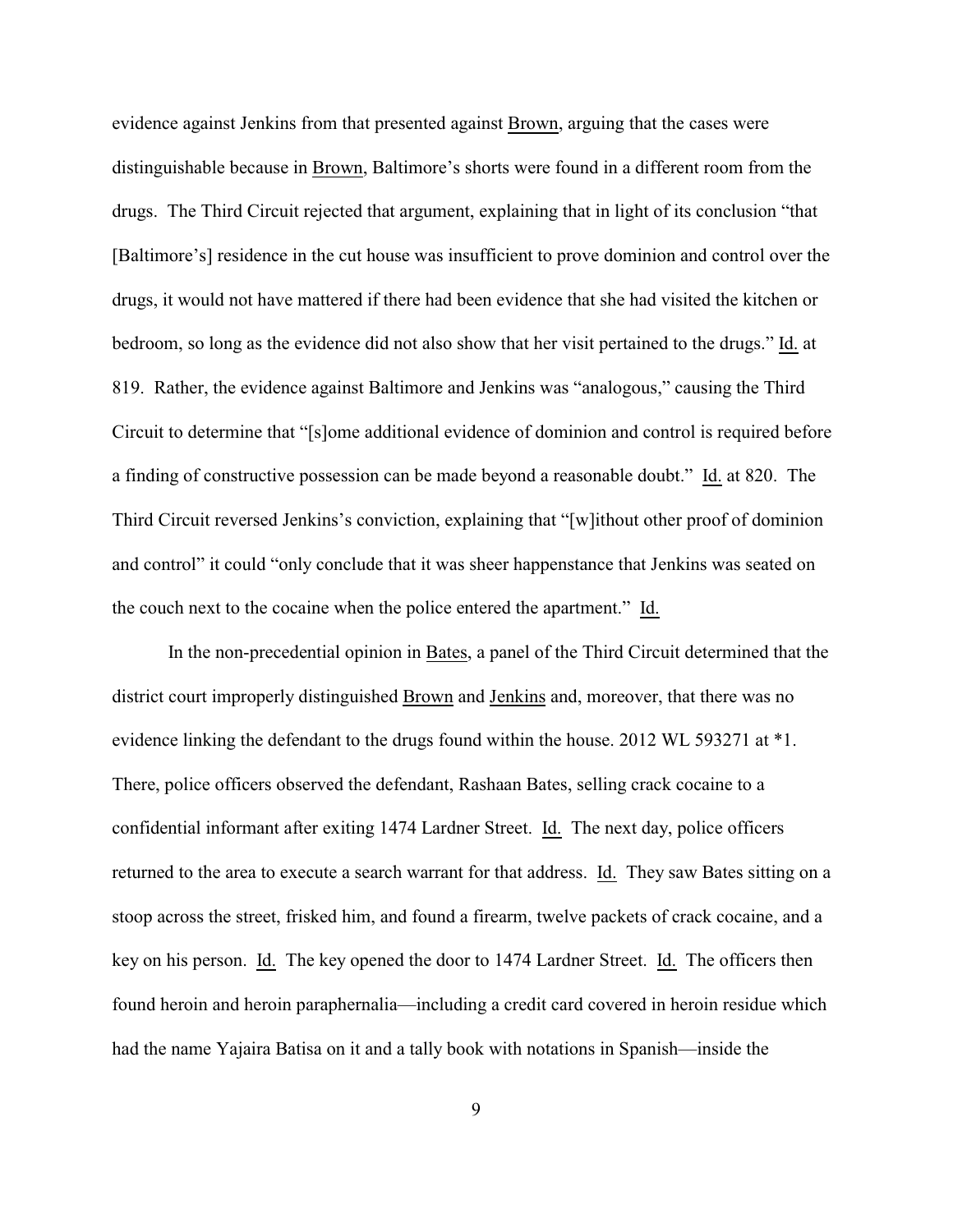evidence against Jenkins from that presented against Brown, arguing that the cases were distinguishable because in Brown, Baltimore's shorts were found in a different room from the drugs. The Third Circuit rejected that argument, explaining that in light of its conclusion "that [Baltimore's] residence in the cut house was insufficient to prove dominion and control over the drugs, it would not have mattered if there had been evidence that she had visited the kitchen or bedroom, so long as the evidence did not also show that her visit pertained to the drugs." Id. at 819. Rather, the evidence against Baltimore and Jenkins was "analogous," causing the Third Circuit to determine that "[s]ome additional evidence of dominion and control is required before a finding of constructive possession can be made beyond a reasonable doubt." Id. at 820. The Third Circuit reversed Jenkins's conviction, explaining that "[w]ithout other proof of dominion and control" it could "only conclude that it was sheer happenstance that Jenkins was seated on the couch next to the cocaine when the police entered the apartment." Id.

In the non-precedential opinion in Bates, a panel of the Third Circuit determined that the district court improperly distinguished Brown and Jenkins and, moreover, that there was no evidence linking the defendant to the drugs found within the house. 2012 WL 593271 at *1. There, police officers observed the defendant, Rashaan Bates, selling crack cocaine to a confidential informant after exiting 1474 Lardner Street. Id. The next day, police officers returned to the area to execute a search warrant for that address. Id. They saw Bates sitting on a stoop across the street, frisked him, and found a firearm, twelve packets of crack cocaine, and a key on his person. Id. The key opened the door to 1474 Lardner Street. Id. The officers then found heroin and heroin paraphernalia—including a credit card covered in heroin residue which had the name Yajaira Batisa on it and a tally book with notations in Spanish—inside the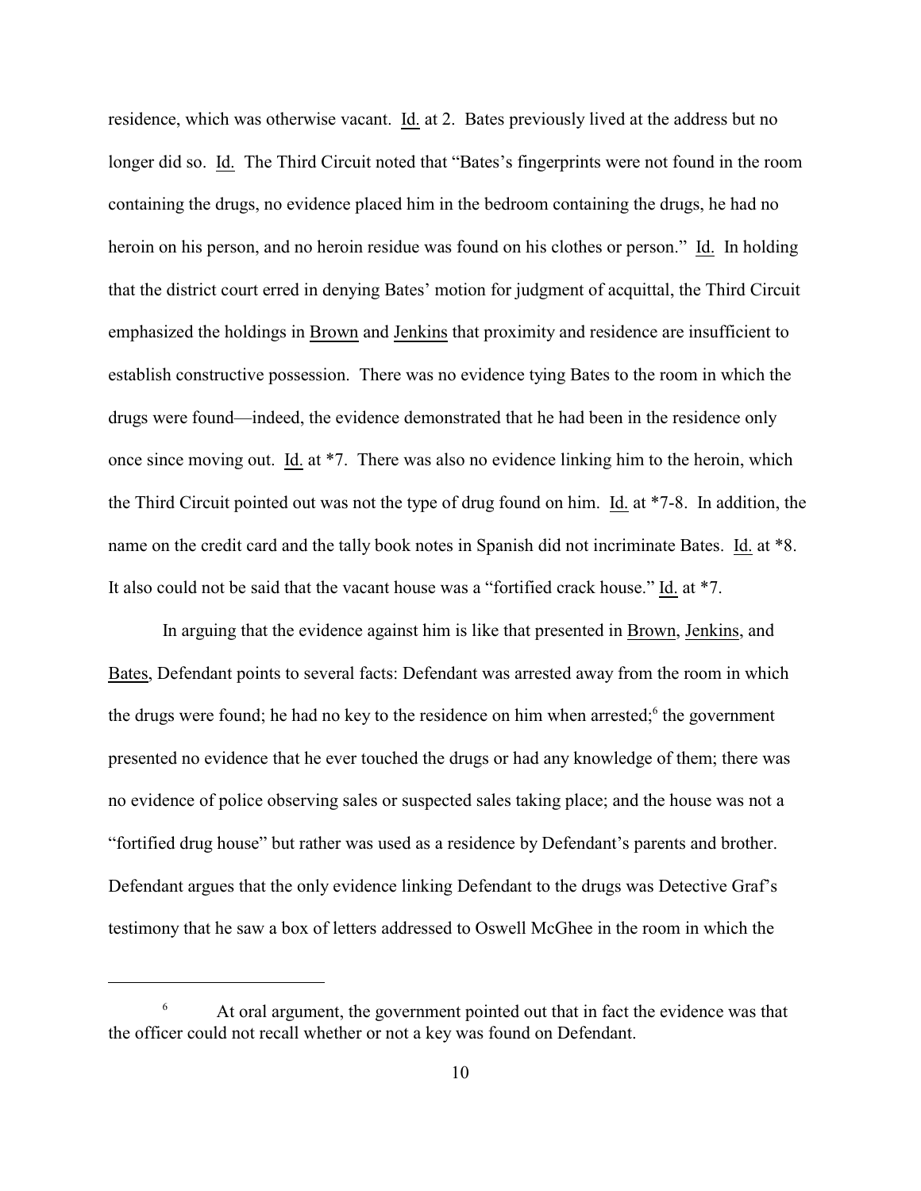residence, which was otherwise vacant. Id. at 2. Bates previously lived at the address but no longer did so. Id. The Third Circuit noted that "Bates's fingerprints were not found in the room containing the drugs, no evidence placed him in the bedroom containing the drugs, he had no heroin on his person, and no heroin residue was found on his clothes or person." Id. In holding that the district court erred in denying Bates' motion for judgment of acquittal, the Third Circuit emphasized the holdings in Brown and Jenkins that proximity and residence are insufficient to establish constructive possession. There was no evidence tying Bates to the room in which the drugs were found—indeed, the evidence demonstrated that he had been in the residence only once since moving out. Id. at *7. There was also no evidence linking him to the heroin, which the Third Circuit pointed out was not the type of drug found on him. Id. at *7-8. In addition, the name on the credit card and the tally book notes in Spanish did not incriminate Bates. Id. at *8. It also could not be said that the vacant house was a "fortified crack house." Id. at *7.

In arguing that the evidence against him is like that presented in Brown, Jenkins, and Bates, Defendant points to several facts: Defendant was arrested away from the room in which the drugs were found; he had no key to the residence on him when arrested;[6] the government presented no evidence that he ever touched the drugs or had any knowledge of them; there was no evidence of police observing sales or suspected sales taking place; and the house was not a "fortified drug house" but rather was used as a residence by Defendant's parents and brother. Defendant argues that the only evidence linking Defendant to the drugs was Detective Graf's testimony that he saw a box of letters addressed to Oswell McGhee in the room in which the

[6] At oral argument, the government pointed out that in fact the evidence was that the officer could not recall whether or not a key was found on Defendant.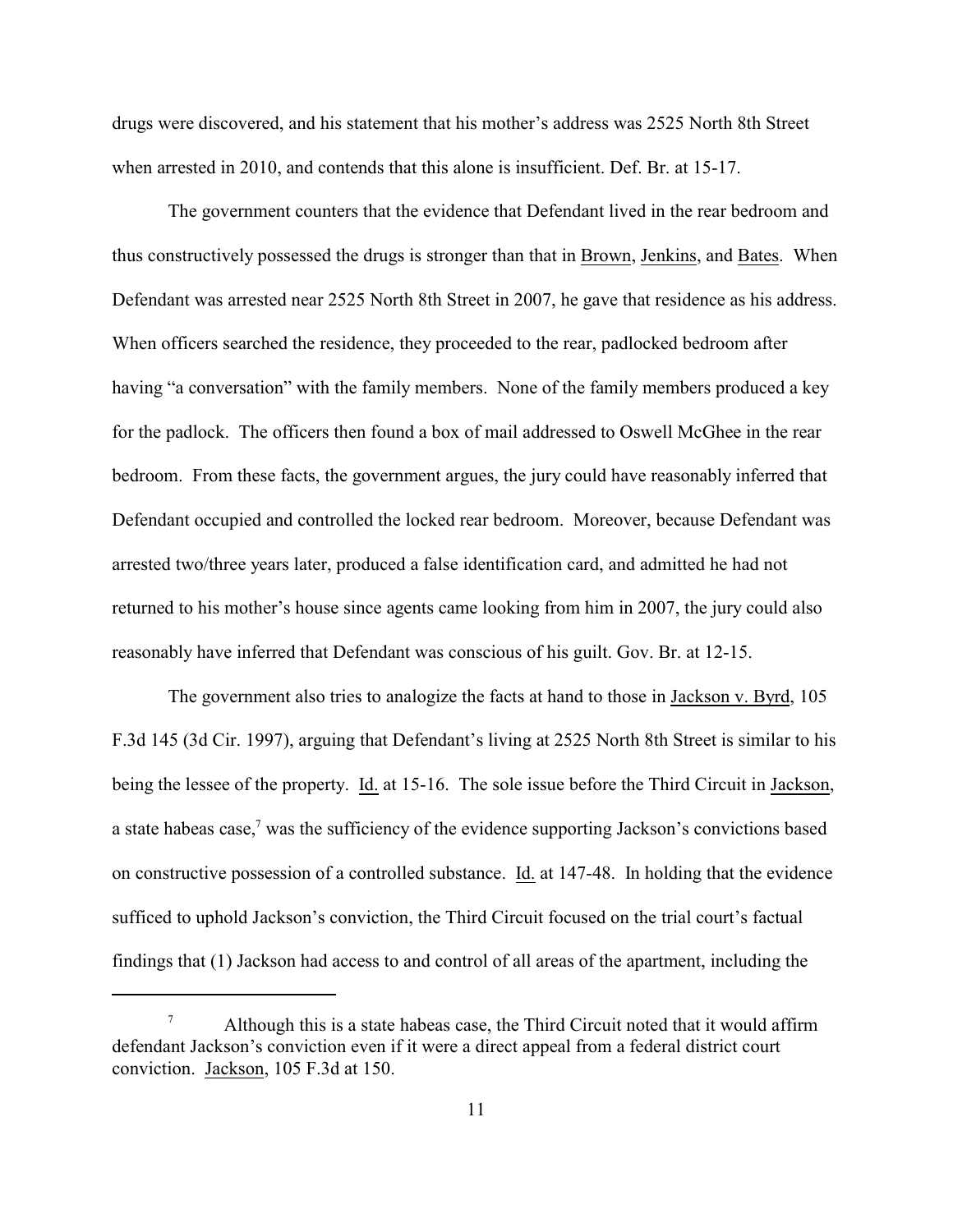drugs were discovered, and his statement that his mother's address was 2525 North 8th Street when arrested in 2010, and contends that this alone is insufficient. Def. Br. at 15-17.

The government counters that the evidence that Defendant lived in the rear bedroom and thus constructively possessed the drugs is stronger than that in Brown, Jenkins, and Bates. When Defendant was arrested near 2525 North 8th Street in 2007, he gave that residence as his address. When officers searched the residence, they proceeded to the rear, padlocked bedroom after having "a conversation" with the family members. None of the family members produced a key for the padlock. The officers then found a box of mail addressed to Oswell McGhee in the rear bedroom. From these facts, the government argues, the jury could have reasonably inferred that Defendant occupied and controlled the locked rear bedroom. Moreover, because Defendant was arrested two/three years later, produced a false identification card, and admitted he had not returned to his mother's house since agents came looking from him in 2007, the jury could also reasonably have inferred that Defendant was conscious of his guilt. Gov. Br. at 12-15.

The government also tries to analogize the facts at hand to those in Jackson v. Byrd, 105 F.3d 145 (3d Cir. 1997), arguing that Defendant's living at 2525 North 8th Street is similar to his being the lessee of the property. Id. at 15-16. The sole issue before the Third Circuit in Jackson, a state habeas case,[7] was the sufficiency of the evidence supporting Jackson's convictions based on constructive possession of a controlled substance. Id. at 147-48. In holding that the evidence sufficed to uphold Jackson's conviction, the Third Circuit focused on the trial court's factual findings that (1) Jackson had access to and control of all areas of the apartment, including the

[7] Although this is a state habeas case, the Third Circuit noted that it would affirm defendant Jackson's conviction even if it were a direct appeal from a federal district court conviction. Jackson, 105 F.3d at 150.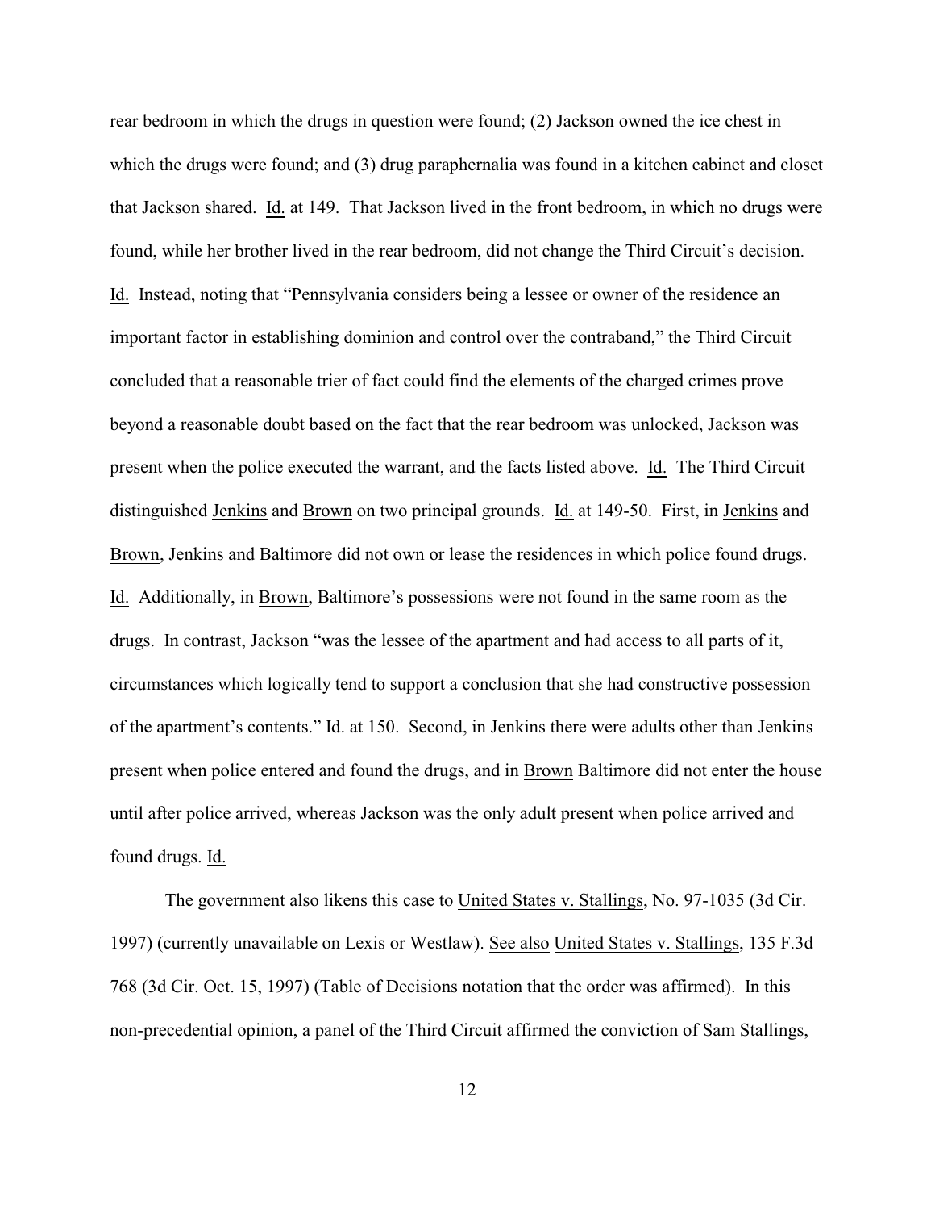rear bedroom in which the drugs in question were found; (2) Jackson owned the ice chest in which the drugs were found; and (3) drug paraphernalia was found in a kitchen cabinet and closet that Jackson shared. Id. at 149. That Jackson lived in the front bedroom, in which no drugs were found, while her brother lived in the rear bedroom, did not change the Third Circuit's decision. Id. Instead, noting that "Pennsylvania considers being a lessee or owner of the residence an important factor in establishing dominion and control over the contraband," the Third Circuit concluded that a reasonable trier of fact could find the elements of the charged crimes prove beyond a reasonable doubt based on the fact that the rear bedroom was unlocked, Jackson was present when the police executed the warrant, and the facts listed above. Id. The Third Circuit distinguished Jenkins and Brown on two principal grounds. Id. at 149-50. First, in Jenkins and Brown, Jenkins and Baltimore did not own or lease the residences in which police found drugs. Id. Additionally, in Brown, Baltimore's possessions were not found in the same room as the drugs. In contrast, Jackson "was the lessee of the apartment and had access to all parts of it, circumstances which logically tend to support a conclusion that she had constructive possession of the apartment's contents." Id. at 150. Second, in Jenkins there were adults other than Jenkins present when police entered and found the drugs, and in Brown Baltimore did not enter the house until after police arrived, whereas Jackson was the only adult present when police arrived and found drugs. Id.

The government also likens this case to United States v. Stallings, No. 97-1035 (3d Cir. 1997) (currently unavailable on Lexis or Westlaw). See also United States v. Stallings, 135 F.3d 768 (3d Cir. Oct. 15, 1997) (Table of Decisions notation that the order was affirmed). In this non-precedential opinion, a panel of the Third Circuit affirmed the conviction of Sam Stallings,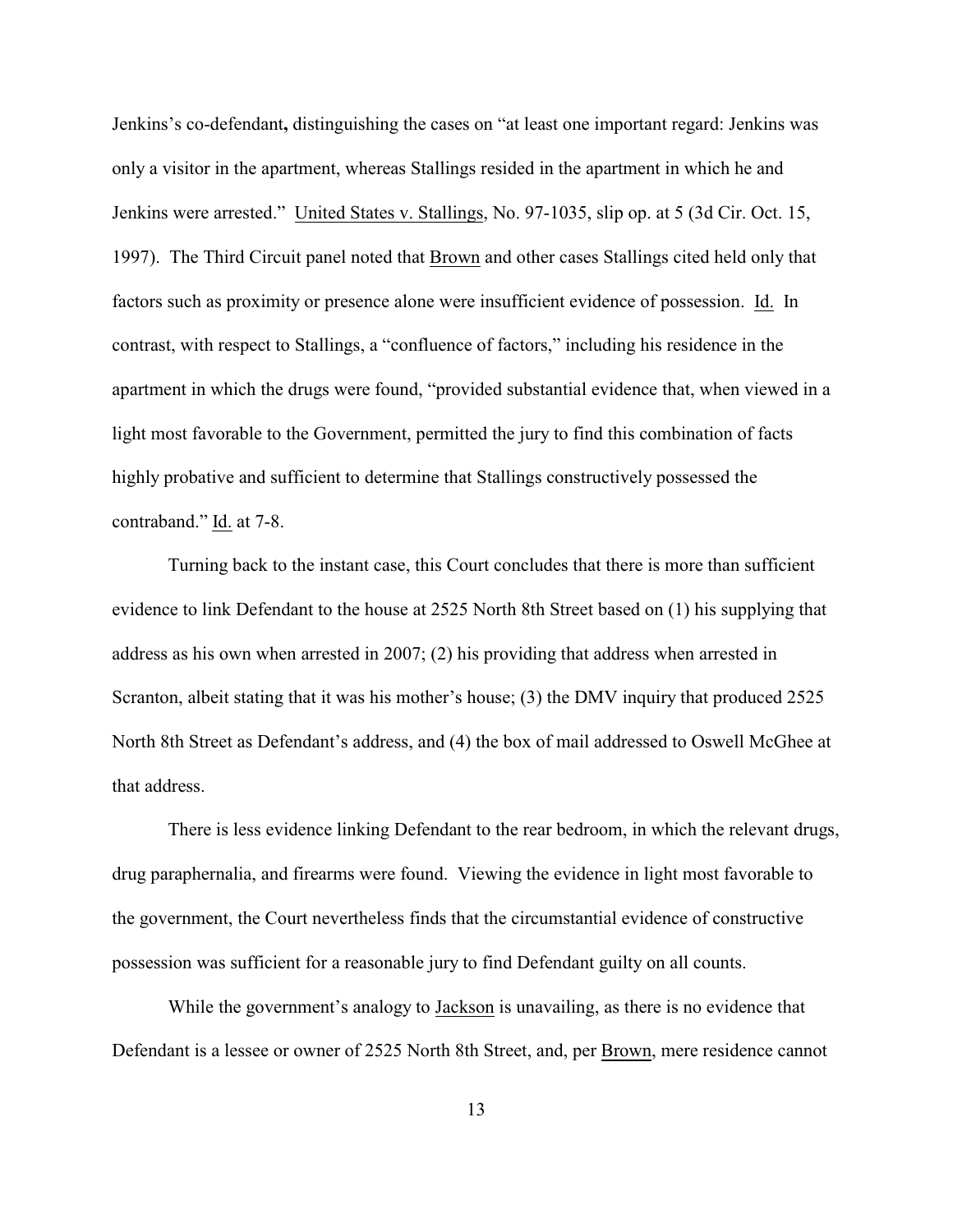Jenkins's co-defendant**,** distinguishing the cases on "at least one important regard: Jenkins was only a visitor in the apartment, whereas Stallings resided in the apartment in which he and Jenkins were arrested." United States v. Stallings, No. 97-1035, slip op. at 5 (3d Cir. Oct. 15, 1997). The Third Circuit panel noted that Brown and other cases Stallings cited held only that factors such as proximity or presence alone were insufficient evidence of possession. Id. In contrast, with respect to Stallings, a "confluence of factors," including his residence in the apartment in which the drugs were found, "provided substantial evidence that, when viewed in a light most favorable to the Government, permitted the jury to find this combination of facts highly probative and sufficient to determine that Stallings constructively possessed the contraband." Id. at 7-8.

Turning back to the instant case, this Court concludes that there is more than sufficient evidence to link Defendant to the house at 2525 North 8th Street based on (1) his supplying that address as his own when arrested in 2007; (2) his providing that address when arrested in Scranton, albeit stating that it was his mother's house; (3) the DMV inquiry that produced 2525 North 8th Street as Defendant's address, and (4) the box of mail addressed to Oswell McGhee at that address.

There is less evidence linking Defendant to the rear bedroom, in which the relevant drugs, drug paraphernalia, and firearms were found. Viewing the evidence in light most favorable to the government, the Court nevertheless finds that the circumstantial evidence of constructive possession was sufficient for a reasonable jury to find Defendant guilty on all counts.

While the government's analogy to Jackson is unavailing, as there is no evidence that Defendant is a lessee or owner of 2525 North 8th Street, and, per Brown, mere residence cannot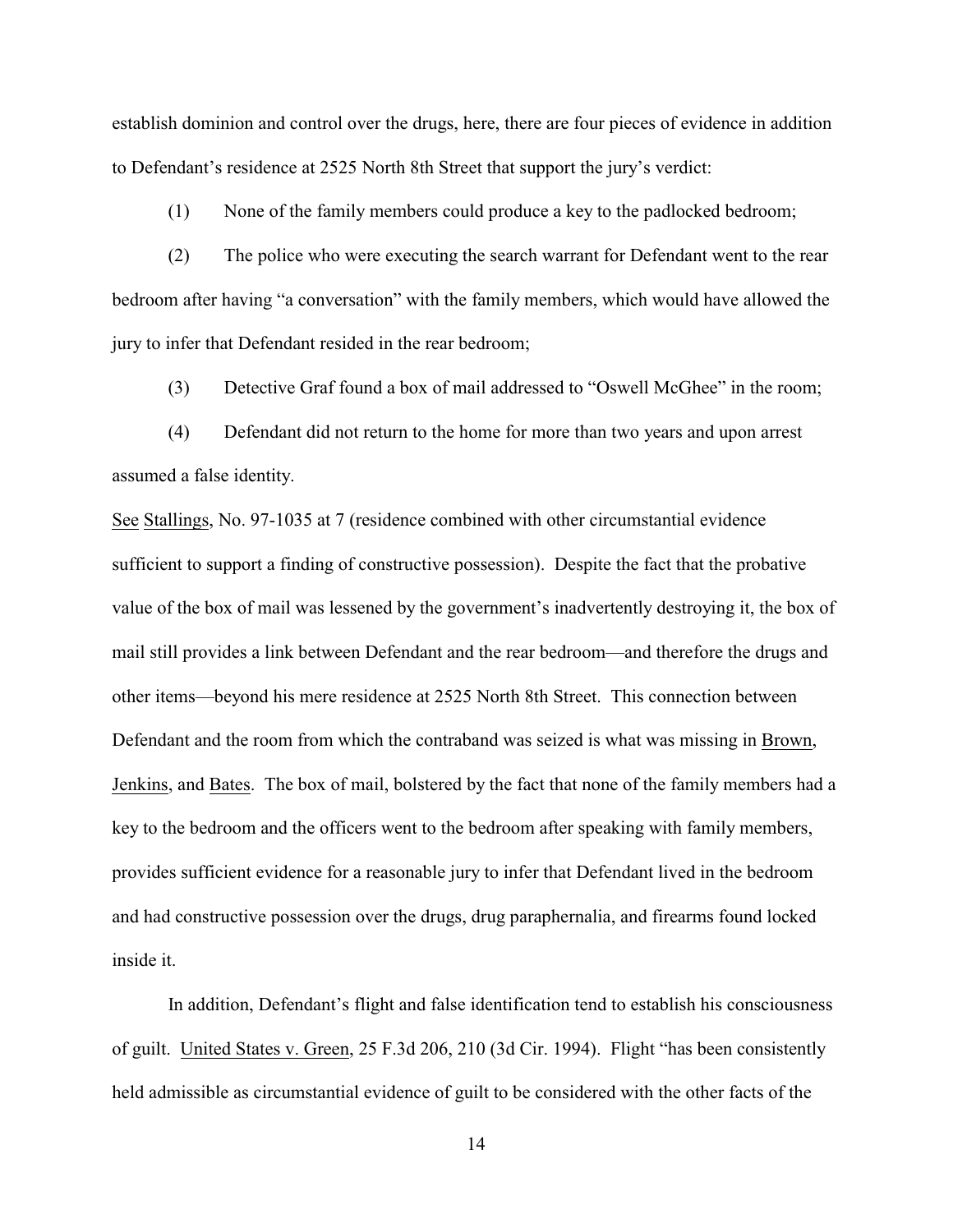establish dominion and control over the drugs, here, there are four pieces of evidence in addition to Defendant's residence at 2525 North 8th Street that support the jury's verdict:

(1) None of the family members could produce a key to the padlocked bedroom;

(2) The police who were executing the search warrant for Defendant went to the rear bedroom after having "a conversation" with the family members, which would have allowed the jury to infer that Defendant resided in the rear bedroom;

(3) Detective Graf found a box of mail addressed to "Oswell McGhee" in the room;

(4) Defendant did not return to the home for more than two years and upon arrest assumed a false identity.

See Stallings, No. 97-1035 at 7 (residence combined with other circumstantial evidence sufficient to support a finding of constructive possession). Despite the fact that the probative value of the box of mail was lessened by the government's inadvertently destroying it, the box of mail still provides a link between Defendant and the rear bedroom—and therefore the drugs and other items—beyond his mere residence at 2525 North 8th Street. This connection between Defendant and the room from which the contraband was seized is what was missing in Brown, Jenkins, and Bates. The box of mail, bolstered by the fact that none of the family members had a key to the bedroom and the officers went to the bedroom after speaking with family members, provides sufficient evidence for a reasonable jury to infer that Defendant lived in the bedroom and had constructive possession over the drugs, drug paraphernalia, and firearms found locked inside it.

In addition, Defendant's flight and false identification tend to establish his consciousness of guilt. United States v. Green, 25 F.3d 206, 210 (3d Cir. 1994). Flight "has been consistently held admissible as circumstantial evidence of guilt to be considered with the other facts of the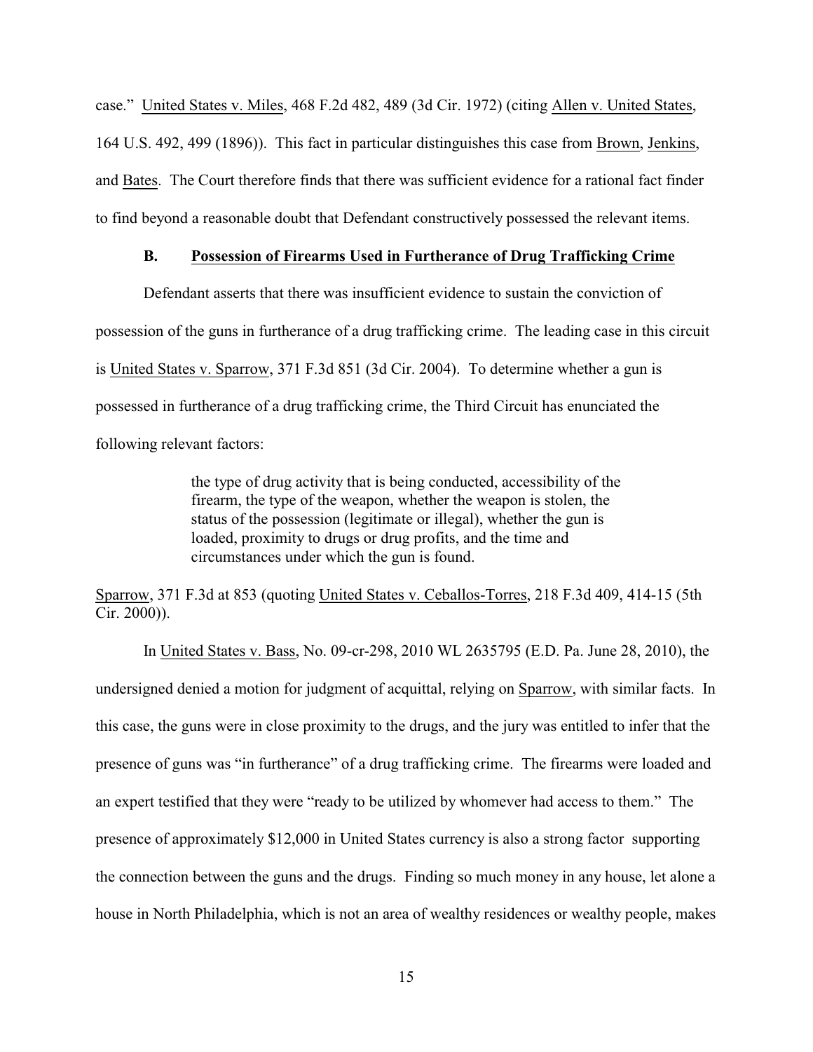case." United States v. Miles, 468 F.2d 482, 489 (3d Cir. 1972) (citing Allen v. United States, 164 U.S. 492, 499 (1896)). This fact in particular distinguishes this case from Brown, Jenkins, and Bates. The Court therefore finds that there was sufficient evidence for a rational fact finder to find beyond a reasonable doubt that Defendant constructively possessed the relevant items.

### B. Possession of Firearms Used in Furtherance of Drug Trafficking Crime

Defendant asserts that there was insufficient evidence to sustain the conviction of possession of the guns in furtherance of a drug trafficking crime. The leading case in this circuit is United States v. Sparrow, 371 F.3d 851 (3d Cir. 2004). To determine whether a gun is possessed in furtherance of a drug trafficking crime, the Third Circuit has enunciated the following relevant factors:

> the type of drug activity that is being conducted, accessibility of the firearm, the type of the weapon, whether the weapon is stolen, the status of the possession (legitimate or illegal), whether the gun is loaded, proximity to drugs or drug profits, and the time and circumstances under which the gun is found.

Sparrow, 371 F.3d at 853 (quoting United States v. Ceballos-Torres, 218 F.3d 409, 414-15 (5th Cir. 2000)).

In United States v. Bass, No. 09-cr-298, 2010 WL 2635795 (E.D. Pa. June 28, 2010), the undersigned denied a motion for judgment of acquittal, relying on Sparrow, with similar facts. In this case, the guns were in close proximity to the drugs, and the jury was entitled to infer that the presence of guns was "in furtherance" of a drug trafficking crime. The firearms were loaded and an expert testified that they were "ready to be utilized by whomever had access to them." The presence of approximately $12,000 in United States currency is also a strong factor supporting the connection between the guns and the drugs. Finding so much money in any house, let alone a house in North Philadelphia, which is not an area of wealthy residences or wealthy people, makes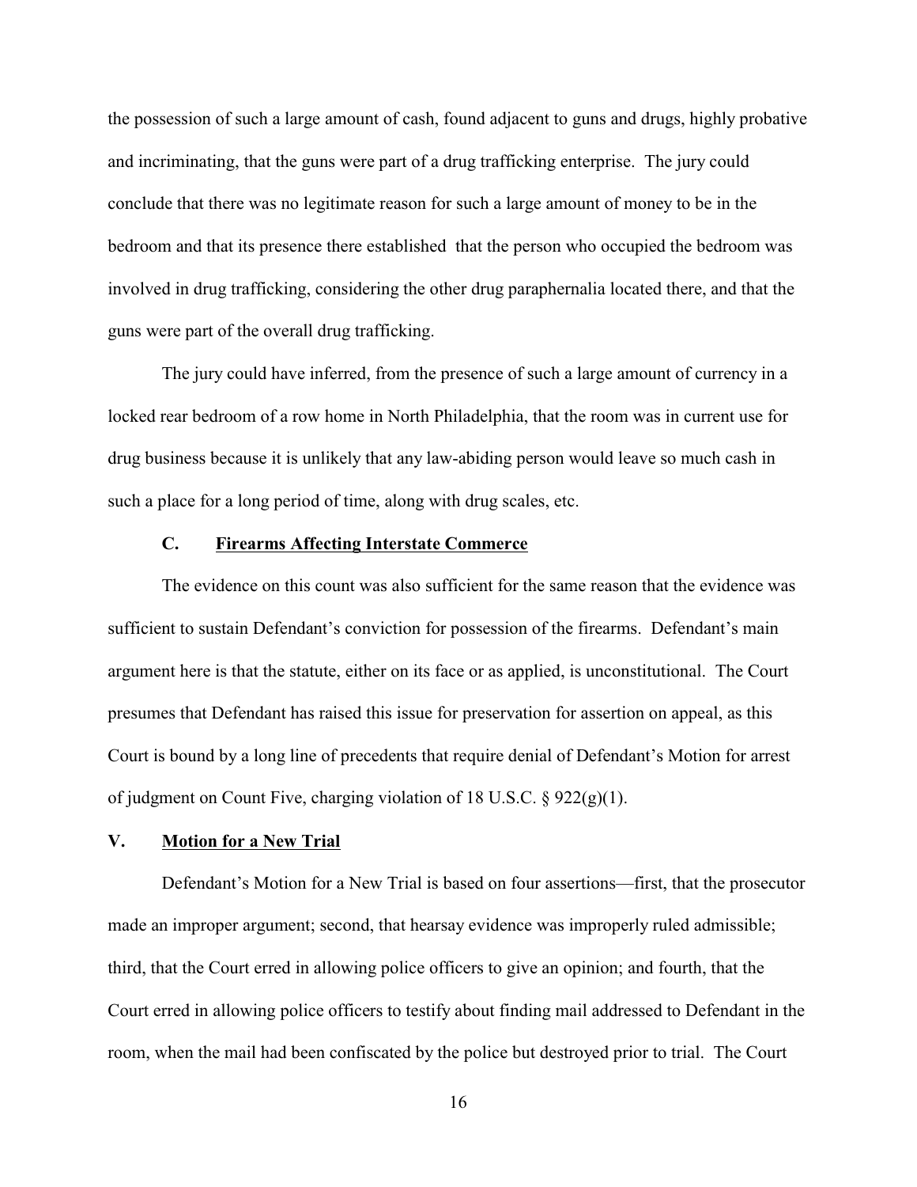the possession of such a large amount of cash, found adjacent to guns and drugs, highly probative and incriminating, that the guns were part of a drug trafficking enterprise. The jury could conclude that there was no legitimate reason for such a large amount of money to be in the bedroom and that its presence there established that the person who occupied the bedroom was involved in drug trafficking, considering the other drug paraphernalia located there, and that the guns were part of the overall drug trafficking.

The jury could have inferred, from the presence of such a large amount of currency in a locked rear bedroom of a row home in North Philadelphia, that the room was in current use for drug business because it is unlikely that any law-abiding person would leave so much cash in such a place for a long period of time, along with drug scales, etc.

### C. Firearms Affecting Interstate Commerce

The evidence on this count was also sufficient for the same reason that the evidence was sufficient to sustain Defendant's conviction for possession of the firearms. Defendant's main argument here is that the statute, either on its face or as applied, is unconstitutional. The Court presumes that Defendant has raised this issue for preservation for assertion on appeal, as this Court is bound by a long line of precedents that require denial of Defendant's Motion for arrest of judgment on Count Five, charging violation of 18 U.S.C. § 922(g)(1).

## V. Motion for a New Trial

Defendant's Motion for a New Trial is based on four assertions—first, that the prosecutor made an improper argument; second, that hearsay evidence was improperly ruled admissible; third, that the Court erred in allowing police officers to give an opinion; and fourth, that the Court erred in allowing police officers to testify about finding mail addressed to Defendant in the room, when the mail had been confiscated by the police but destroyed prior to trial. The Court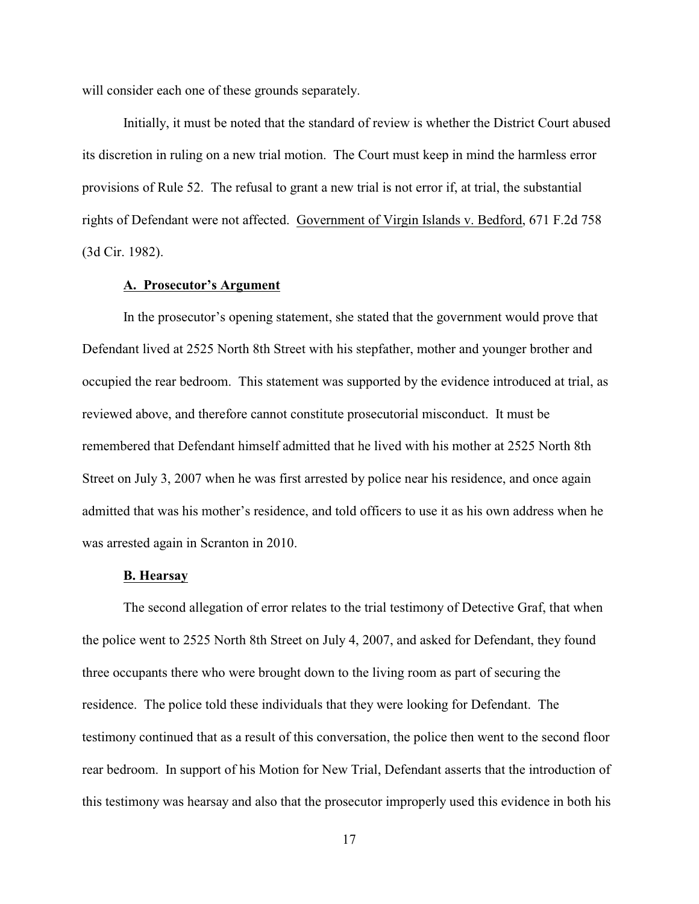will consider each one of these grounds separately.

Initially, it must be noted that the standard of review is whether the District Court abused its discretion in ruling on a new trial motion. The Court must keep in mind the harmless error provisions of Rule 52. The refusal to grant a new trial is not error if, at trial, the substantial rights of Defendant were not affected. Government of Virgin Islands v. Bedford, 671 F.2d 758 (3d Cir. 1982).

**A. Prosecutor's Argument**

In the prosecutor's opening statement, she stated that the government would prove that Defendant lived at 2525 North 8th Street with his stepfather, mother and younger brother and occupied the rear bedroom. This statement was supported by the evidence introduced at trial, as reviewed above, and therefore cannot constitute prosecutorial misconduct. It must be remembered that Defendant himself admitted that he lived with his mother at 2525 North 8th Street on July 3, 2007 when he was first arrested by police near his residence, and once again admitted that was his mother's residence, and told officers to use it as his own address when he was arrested again in Scranton in 2010.

**B. Hearsay**

The second allegation of error relates to the trial testimony of Detective Graf, that when the police went to 2525 North 8th Street on July 4, 2007, and asked for Defendant, they found three occupants there who were brought down to the living room as part of securing the residence. The police told these individuals that they were looking for Defendant. The testimony continued that as a result of this conversation, the police then went to the second floor rear bedroom. In support of his Motion for New Trial, Defendant asserts that the introduction of this testimony was hearsay and also that the prosecutor improperly used this evidence in both his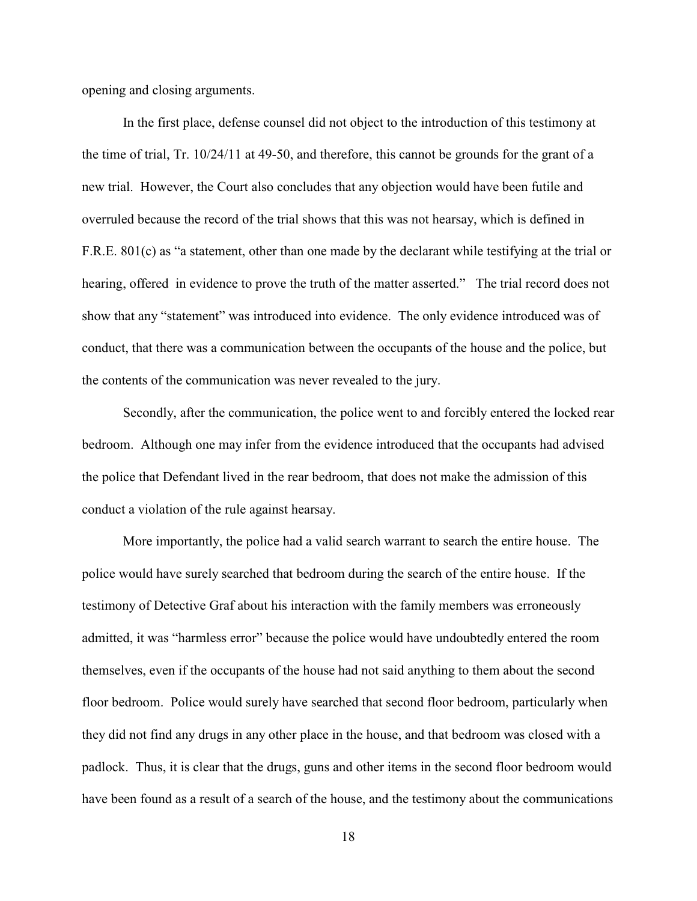opening and closing arguments.

In the first place, defense counsel did not object to the introduction of this testimony at the time of trial, Tr. 10/24/11 at 49-50, and therefore, this cannot be grounds for the grant of a new trial. However, the Court also concludes that any objection would have been futile and overruled because the record of the trial shows that this was not hearsay, which is defined in F.R.E. 801(c) as "a statement, other than one made by the declarant while testifying at the trial or hearing, offered in evidence to prove the truth of the matter asserted." The trial record does not show that any "statement" was introduced into evidence. The only evidence introduced was of conduct, that there was a communication between the occupants of the house and the police, but the contents of the communication was never revealed to the jury.

Secondly, after the communication, the police went to and forcibly entered the locked rear bedroom. Although one may infer from the evidence introduced that the occupants had advised the police that Defendant lived in the rear bedroom, that does not make the admission of this conduct a violation of the rule against hearsay.

More importantly, the police had a valid search warrant to search the entire house. The police would have surely searched that bedroom during the search of the entire house. If the testimony of Detective Graf about his interaction with the family members was erroneously admitted, it was "harmless error" because the police would have undoubtedly entered the room themselves, even if the occupants of the house had not said anything to them about the second floor bedroom. Police would surely have searched that second floor bedroom, particularly when they did not find any drugs in any other place in the house, and that bedroom was closed with a padlock. Thus, it is clear that the drugs, guns and other items in the second floor bedroom would have been found as a result of a search of the house, and the testimony about the communications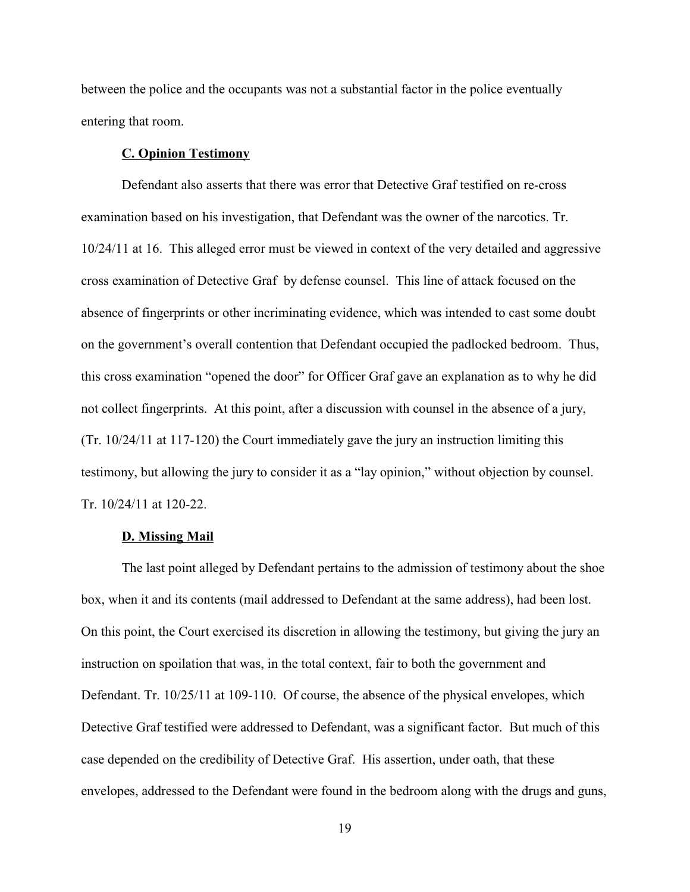between the police and the occupants was not a substantial factor in the police eventually entering that room.

**C. Opinion Testimony**

Defendant also asserts that there was error that Detective Graf testified on re-cross examination based on his investigation, that Defendant was the owner of the narcotics. Tr. 10/24/11 at 16. This alleged error must be viewed in context of the very detailed and aggressive cross examination of Detective Graf by defense counsel. This line of attack focused on the absence of fingerprints or other incriminating evidence, which was intended to cast some doubt on the government's overall contention that Defendant occupied the padlocked bedroom. Thus, this cross examination "opened the door" for Officer Graf gave an explanation as to why he did not collect fingerprints. At this point, after a discussion with counsel in the absence of a jury, (Tr. 10/24/11 at 117-120) the Court immediately gave the jury an instruction limiting this testimony, but allowing the jury to consider it as a "lay opinion," without objection by counsel. Tr. 10/24/11 at 120-22.

**D. Missing Mail**

The last point alleged by Defendant pertains to the admission of testimony about the shoe box, when it and its contents (mail addressed to Defendant at the same address), had been lost. On this point, the Court exercised its discretion in allowing the testimony, but giving the jury an instruction on spoilation that was, in the total context, fair to both the government and Defendant. Tr. 10/25/11 at 109-110. Of course, the absence of the physical envelopes, which Detective Graf testified were addressed to Defendant, was a significant factor. But much of this case depended on the credibility of Detective Graf. His assertion, under oath, that these envelopes, addressed to the Defendant were found in the bedroom along with the drugs and guns,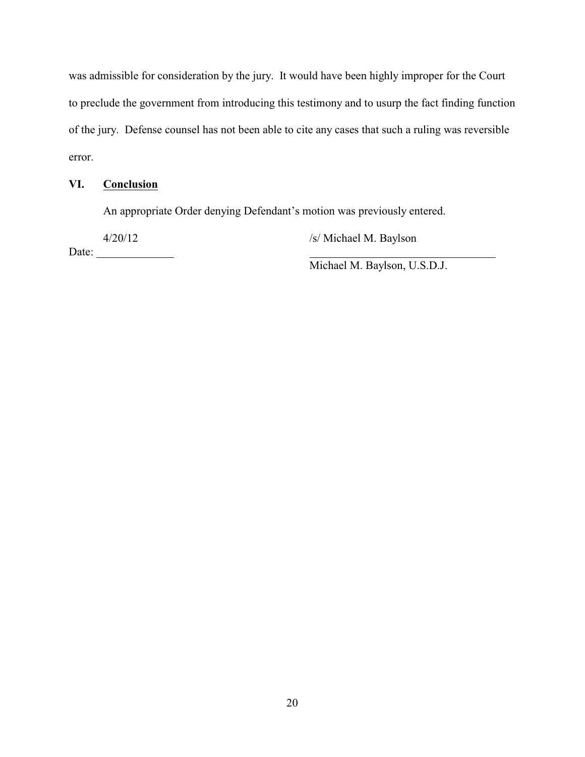was admissible for consideration by the jury. It would have been highly improper for the Court to preclude the government from introducing this testimony and to usurp the fact finding function of the jury. Defense counsel has not been able to cite any cases that such a ruling was reversible error.

## VI. Conclusion

An appropriate Order denying Defendant's motion was previously entered.

Date: 4/20/12

/s/ Michael M. Baylson

Michael M. Baylson, U.S.D.J.